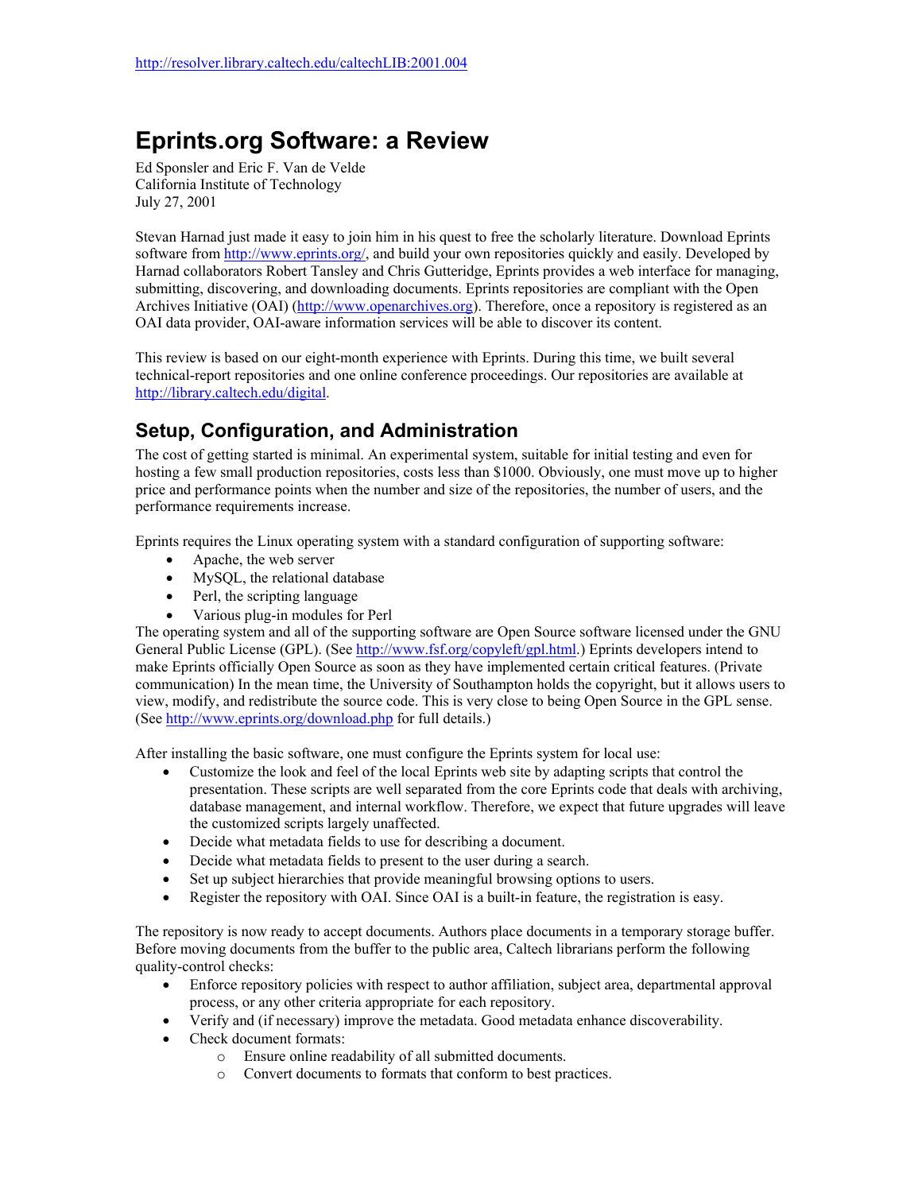http://resolver.library.caltech.edu/caltechLIB:2001.004

# Eprints.org Software: a Review

Ed Sponsler and Eric F. Van de Velde
California Institute of Technology
July 27, 2001

Stevan Harnad just made it easy to join him in his quest to free the scholarly literature. Download Eprints software from http://www.eprints.org/, and build your own repositories quickly and easily. Developed by Harnad collaborators Robert Tansley and Chris Gutteridge, Eprints provides a web interface for managing, submitting, discovering, and downloading documents. Eprints repositories are compliant with the Open Archives Initiative (OAI) (http://www.openarchives.org). Therefore, once a repository is registered as an OAI data provider, OAI-aware information services will be able to discover its content.

This review is based on our eight-month experience with Eprints. During this time, we built several technical-report repositories and one online conference proceedings. Our repositories are available at http://library.caltech.edu/digital.

## Setup, Configuration, and Administration

The cost of getting started is minimal. An experimental system, suitable for initial testing and even for hosting a few small production repositories, costs less than $1000. Obviously, one must move up to higher price and performance points when the number and size of the repositories, the number of users, and the performance requirements increase.

Eprints requires the Linux operating system with a standard configuration of supporting software:

- Apache, the web server
- MySQL, the relational database
- Perl, the scripting language
- Various plug-in modules for Perl

The operating system and all of the supporting software are Open Source software licensed under the GNU General Public License (GPL). (See http://www.fsf.org/copyleft/gpl.html.) Eprints developers intend to make Eprints officially Open Source as soon as they have implemented certain critical features. (Private communication) In the mean time, the University of Southampton holds the copyright, but it allows users to view, modify, and redistribute the source code. This is very close to being Open Source in the GPL sense. (See http://www.eprints.org/download.php for full details.)

After installing the basic software, one must configure the Eprints system for local use:

- Customize the look and feel of the local Eprints web site by adapting scripts that control the presentation. These scripts are well separated from the core Eprints code that deals with archiving, database management, and internal workflow. Therefore, we expect that future upgrades will leave the customized scripts largely unaffected.
- Decide what metadata fields to use for describing a document.
- Decide what metadata fields to present to the user during a search.
- Set up subject hierarchies that provide meaningful browsing options to users.
- Register the repository with OAI. Since OAI is a built-in feature, the registration is easy.

The repository is now ready to accept documents. Authors place documents in a temporary storage buffer. Before moving documents from the buffer to the public area, Caltech librarians perform the following quality-control checks:

- Enforce repository policies with respect to author affiliation, subject area, departmental approval process, or any other criteria appropriate for each repository.
- Verify and (if necessary) improve the metadata. Good metadata enhance discoverability.
- Check document formats:
    - Ensure online readability of all submitted documents.
    - Convert documents to formats that conform to best practices.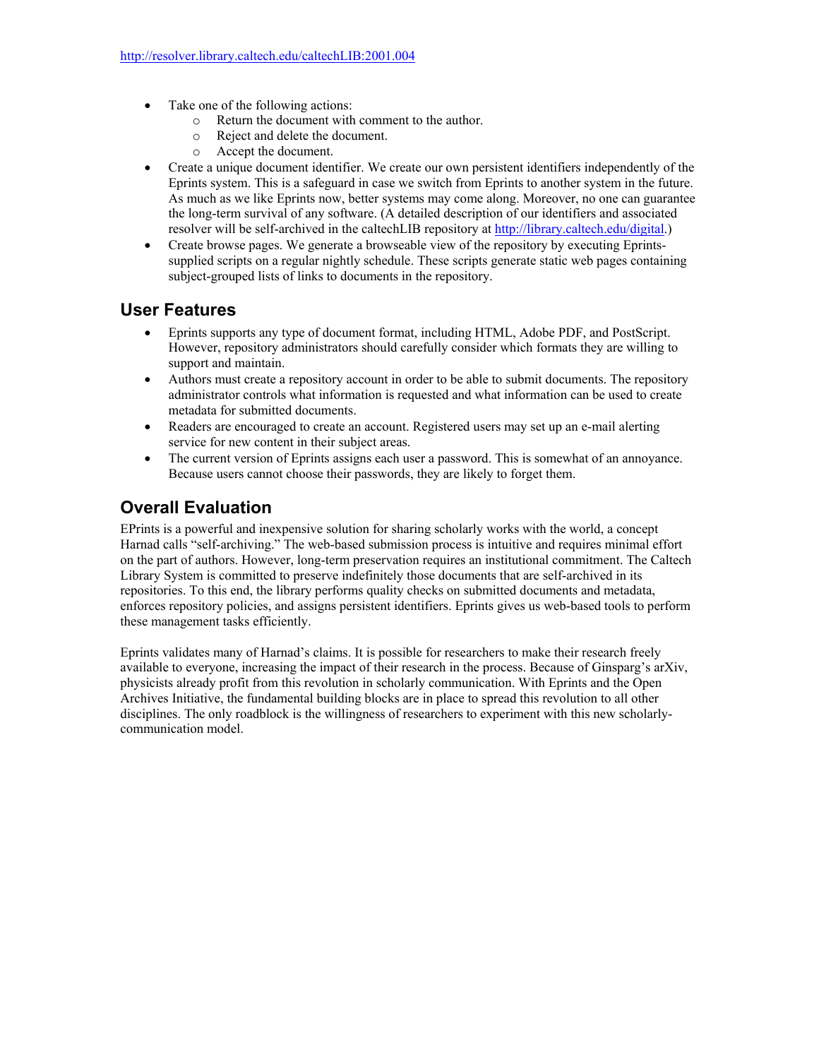- Take one of the following actions:
  - Return the document with comment to the author.
  - Reject and delete the document.
  - Accept the document.
- Create a unique document identifier. We create our own persistent identifiers independently of the Eprints system. This is a safeguard in case we switch from Eprints to another system in the future. As much as we like Eprints now, better systems may come along. Moreover, no one can guarantee the long-term survival of any software. (A detailed description of our identifiers and associated resolver will be self-archived in the caltechLIB repository at http://library.caltech.edu/digital.)
- Create browse pages. We generate a browseable view of the repository by executing Eprints-supplied scripts on a regular nightly schedule. These scripts generate static web pages containing subject-grouped lists of links to documents in the repository.

## User Features

- Eprints supports any type of document format, including HTML, Adobe PDF, and PostScript. However, repository administrators should carefully consider which formats they are willing to support and maintain.
- Authors must create a repository account in order to be able to submit documents. The repository administrator controls what information is requested and what information can be used to create metadata for submitted documents.
- Readers are encouraged to create an account. Registered users may set up an e-mail alerting service for new content in their subject areas.
- The current version of Eprints assigns each user a password. This is somewhat of an annoyance. Because users cannot choose their passwords, they are likely to forget them.

## Overall Evaluation

EPrints is a powerful and inexpensive solution for sharing scholarly works with the world, a concept Harnad calls "self-archiving." The web-based submission process is intuitive and requires minimal effort on the part of authors. However, long-term preservation requires an institutional commitment. The Caltech Library System is committed to preserve indefinitely those documents that are self-archived in its repositories. To this end, the library performs quality checks on submitted documents and metadata, enforces repository policies, and assigns persistent identifiers. Eprints gives us web-based tools to perform these management tasks efficiently.

Eprints validates many of Harnad's claims. It is possible for researchers to make their research freely available to everyone, increasing the impact of their research in the process. Because of Ginsparg's arXiv, physicists already profit from this revolution in scholarly communication. With Eprints and the Open Archives Initiative, the fundamental building blocks are in place to spread this revolution to all other disciplines. The only roadblock is the willingness of researchers to experiment with this new scholarly-communication model.